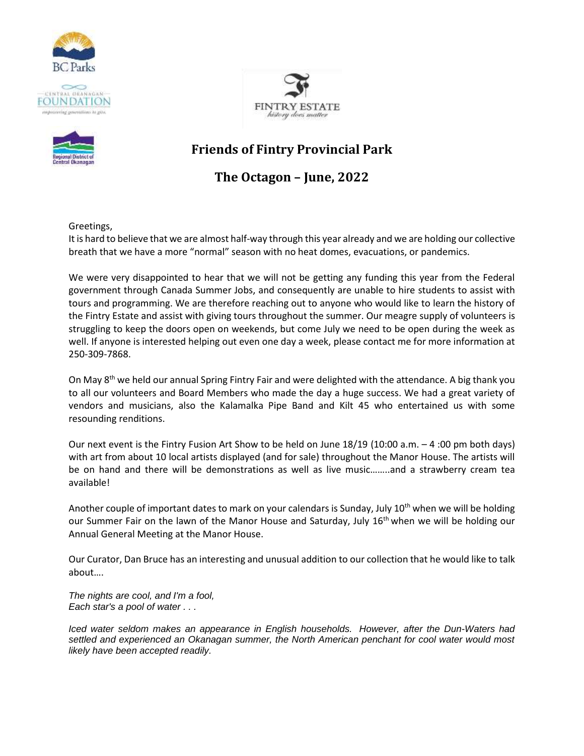# Friends of Fintry Provincial Park

## The Octagon – June, 2022

Greetings,
It is hard to believe that we are almost half-way through this year already and we are holding our collective breath that we have a more "normal" season with no heat domes, evacuations, or pandemics.

We were very disappointed to hear that we will not be getting any funding this year from the Federal government through Canada Summer Jobs, and consequently are unable to hire students to assist with tours and programming. We are therefore reaching out to anyone who would like to learn the history of the Fintry Estate and assist with giving tours throughout the summer. Our meagre supply of volunteers is struggling to keep the doors open on weekends, but come July we need to be open during the week as well. If anyone is interested helping out even one day a week, please contact me for more information at 250-309-7868.

On May 8th we held our annual Spring Fintry Fair and were delighted with the attendance. A big thank you to all our volunteers and Board Members who made the day a huge success. We had a great variety of vendors and musicians, also the Kalamalka Pipe Band and Kilt 45 who entertained us with some resounding renditions.

Our next event is the Fintry Fusion Art Show to be held on June 18/19 (10:00 a.m. – 4 :00 pm both days) with art from about 10 local artists displayed (and for sale) throughout the Manor House. The artists will be on hand and there will be demonstrations as well as live music……..and a strawberry cream tea available!

Another couple of important dates to mark on your calendars is Sunday, July 10th when we will be holding our Summer Fair on the lawn of the Manor House and Saturday, July 16th when we will be holding our Annual General Meeting at the Manor House.

Our Curator, Dan Bruce has an interesting and unusual addition to our collection that he would like to talk about….

*The nights are cool, and I'm a fool,*
*Each star's a pool of water . . .*

*Iced water seldom makes an appearance in English households. However, after the Dun-Waters had settled and experienced an Okanagan summer, the North American penchant for cool water would most likely have been accepted readily.*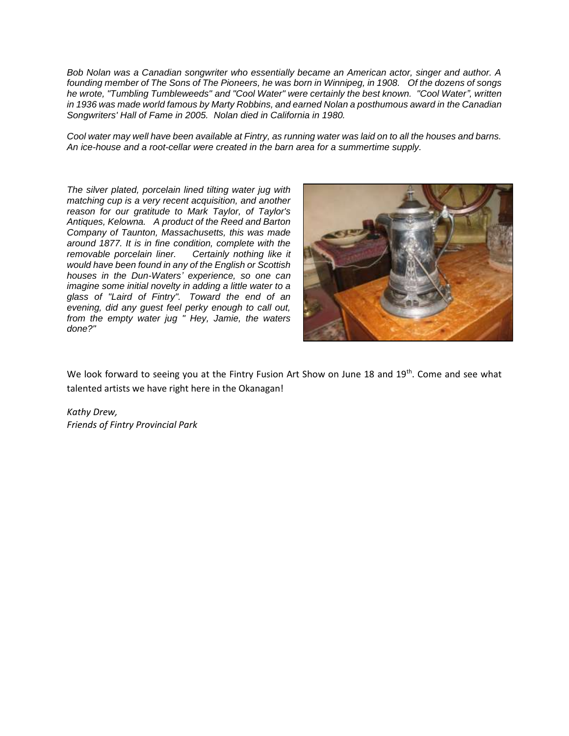*Bob Nolan was a Canadian songwriter who essentially became an American actor, singer and author. A founding member of The Sons of The Pioneers, he was born in Winnipeg, in 1908. Of the dozens of songs he wrote, "Tumbling Tumbleweeds" and "Cool Water" were certainly the best known. "Cool Water", written in 1936 was made world famous by Marty Robbins, and earned Nolan a posthumous award in the Canadian Songwriters' Hall of Fame in 2005. Nolan died in California in 1980.*

*Cool water may well have been available at Fintry, as running water was laid on to all the houses and barns. An ice-house and a root-cellar were created in the barn area for a summertime supply.*

*The silver plated, porcelain lined tilting water jug with matching cup is a very recent acquisition, and another reason for our gratitude to Mark Taylor, of Taylor's Antiques, Kelowna. A product of the Reed and Barton Company of Taunton, Massachusetts, this was made around 1877. It is in fine condition, complete with the removable porcelain liner. Certainly nothing like it would have been found in any of the English or Scottish houses in the Dun-Waters' experience, so one can imagine some initial novelty in adding a little water to a glass of "Laird of Fintry". Toward the end of an evening, did any guest feel perky enough to call out, from the empty water jug " Hey, Jamie, the waters done?"*

We look forward to seeing you at the Fintry Fusion Art Show on June 18 and 19th. Come and see what talented artists we have right here in the Okanagan!

*Kathy Drew,*
*Friends of Fintry Provincial Park*